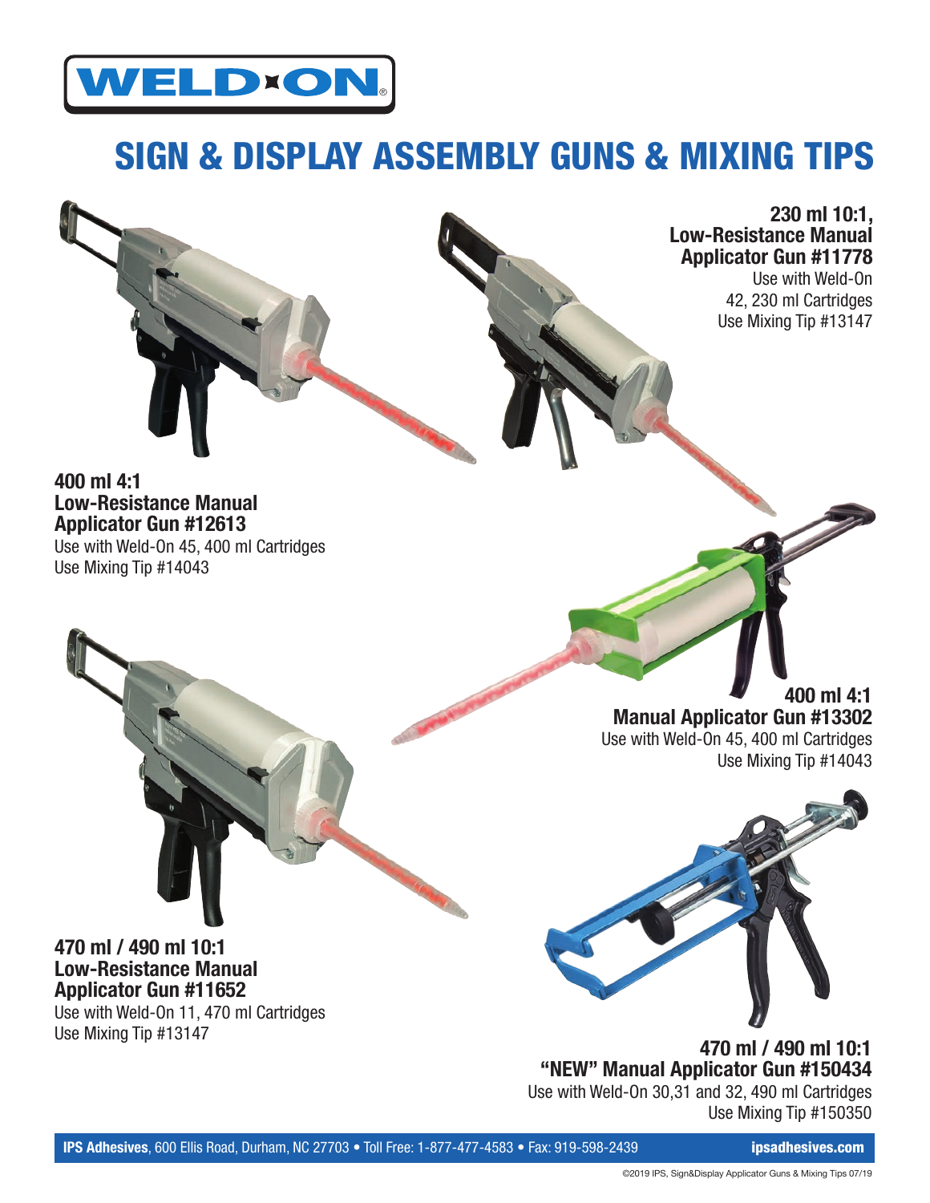# WELD-ON®

# SIGN & DISPLAY ASSEMBLY GUNS & MIXING TIPS

**230 ml 10:1, Low-Resistance Manual Applicator Gun #11778**
Use with Weld-On 42, 230 ml Cartridges
Use Mixing Tip #13147

**400 ml 4:1 Low-Resistance Manual Applicator Gun #12613**
Use with Weld-On 45, 400 ml Cartridges
Use Mixing Tip #14043

**400 ml 4:1 Manual Applicator Gun #13302**
Use with Weld-On 45, 400 ml Cartridges
Use Mixing Tip #14043

**470 ml / 490 ml 10:1 Low-Resistance Manual Applicator Gun #11652**
Use with Weld-On 11, 470 ml Cartridges
Use Mixing Tip #13147

**470 ml / 490 ml 10:1 "NEW" Manual Applicator Gun #150434**
Use with Weld-On 30,31 and 32, 490 ml Cartridges
Use Mixing Tip #150350

**IPS Adhesives**, 600 Ellis Road, Durham, NC 27703 • Toll Free: 1-877-477-4583 • Fax: 919-598-2439 **ipsadhesives.com**

©2019 IPS, Sign&Display Applicator Guns & Mixing Tips 07/19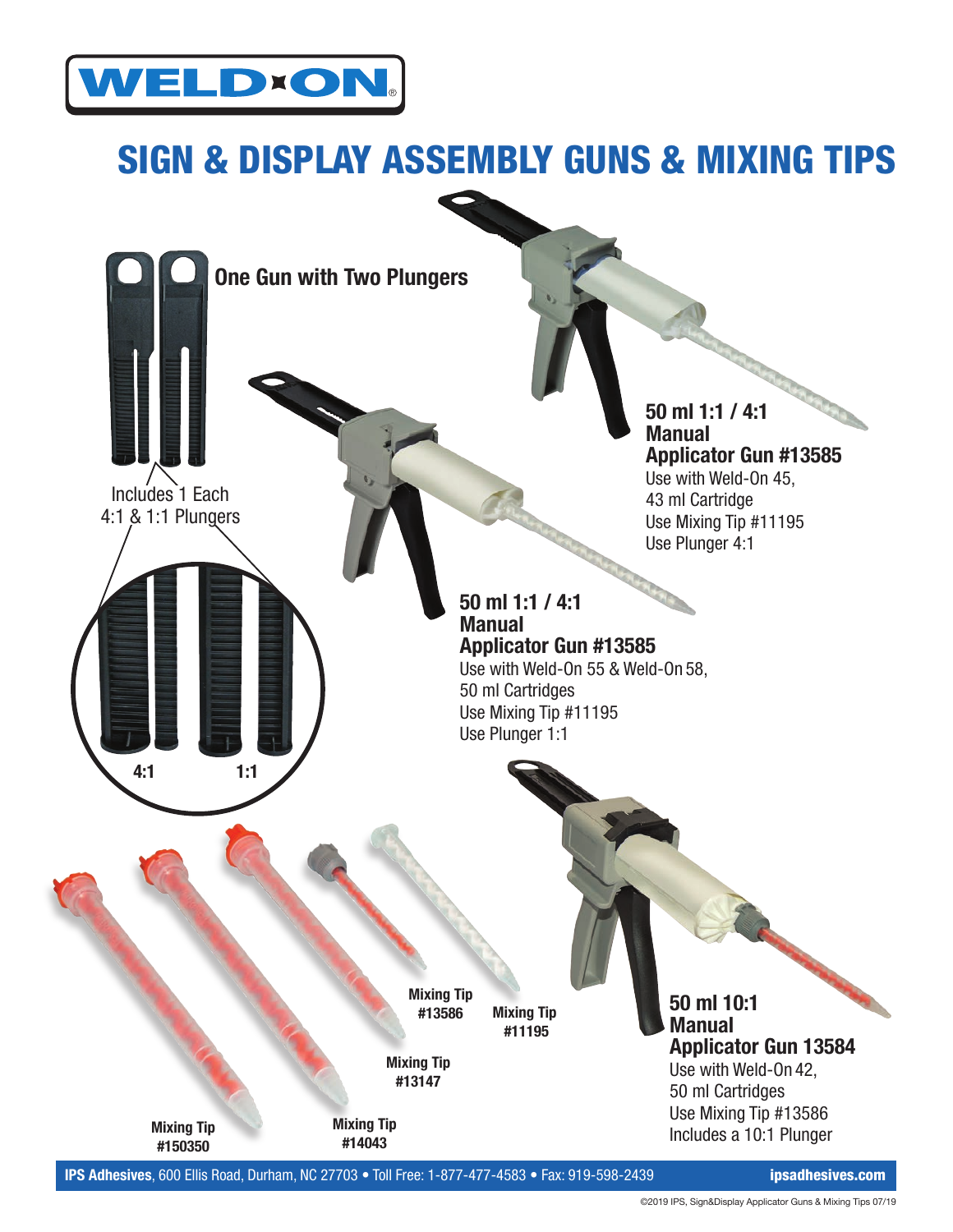# WELD-ON

## SIGN & DISPLAY ASSEMBLY GUNS & MIXING TIPS

**One Gun with Two Plungers**

Includes 1 Each 4:1 & 1:1 Plungers

**4:1** **1:1**

**50 ml 1:1 / 4:1**
**Manual**
**Applicator Gun #13585**
Use with Weld-On 45,
43 ml Cartridge
Use Mixing Tip #11195
Use Plunger 4:1

**50 ml 1:1 / 4:1**
**Manual**
**Applicator Gun #13585**
Use with Weld-On 55 & Weld-On 58,
50 ml Cartridges
Use Mixing Tip #11195
Use Plunger 1:1

**Mixing Tip #150350**

**Mixing Tip #14043**

**Mixing Tip #13147**

**Mixing Tip #13586**

**Mixing Tip #11195**

**50 ml 10:1**
**Manual**
**Applicator Gun 13584**
Use with Weld-On 42,
50 ml Cartridges
Use Mixing Tip #13586
Includes a 10:1 Plunger

**IPS Adhesives**, 600 Ellis Road, Durham, NC 27703 • Toll Free: 1-877-477-4583 • Fax: 919-598-2439 **ipsadhesives.com**

©2019 IPS, Sign&Display Applicator Guns & Mixing Tips 07/19